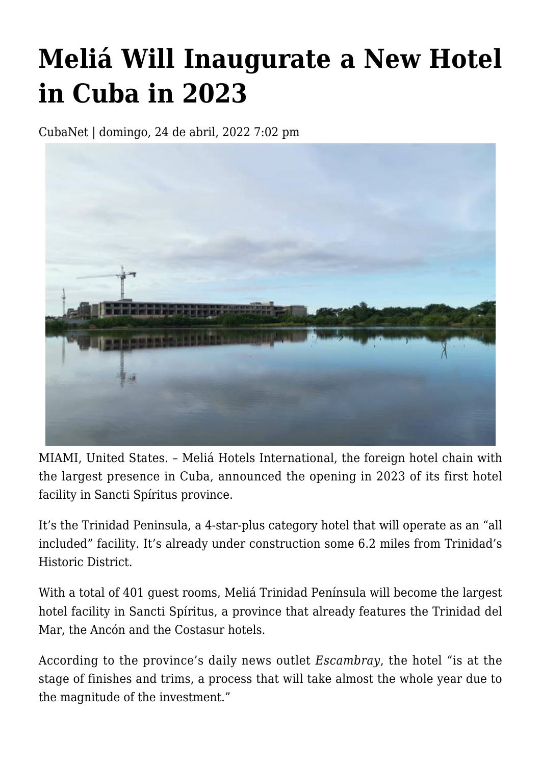# Meliá Will Inaugurate a New Hotel in Cuba in 2023

CubaNet | domingo, 24 de abril, 2022 7:02 pm

MIAMI, United States. – Meliá Hotels International, the foreign hotel chain with the largest presence in Cuba, announced the opening in 2023 of its first hotel facility in Sancti Spíritus province.

It's the Trinidad Peninsula, a 4-star-plus category hotel that will operate as an "all included" facility. It's already under construction some 6.2 miles from Trinidad's Historic District.

With a total of 401 guest rooms, Meliá Trinidad Península will become the largest hotel facility in Sancti Spíritus, a province that already features the Trinidad del Mar, the Ancón and the Costasur hotels.

According to the province's daily news outlet *Escambray*, the hotel "is at the stage of finishes and trims, a process that will take almost the whole year due to the magnitude of the investment."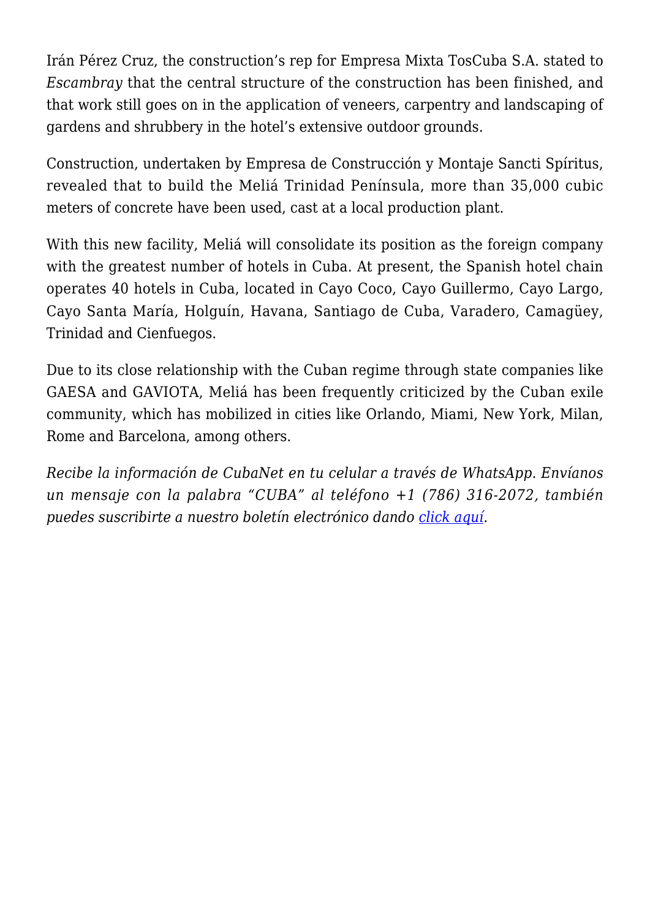Irán Pérez Cruz, the construction's rep for Empresa Mixta TosCuba S.A. stated to *Escambray* that the central structure of the construction has been finished, and that work still goes on in the application of veneers, carpentry and landscaping of gardens and shrubbery in the hotel's extensive outdoor grounds.

Construction, undertaken by Empresa de Construcción y Montaje Sancti Spíritus, revealed that to build the Meliá Trinidad Península, more than 35,000 cubic meters of concrete have been used, cast at a local production plant.

With this new facility, Meliá will consolidate its position as the foreign company with the greatest number of hotels in Cuba. At present, the Spanish hotel chain operates 40 hotels in Cuba, located in Cayo Coco, Cayo Guillermo, Cayo Largo, Cayo Santa María, Holguín, Havana, Santiago de Cuba, Varadero, Camagüey, Trinidad and Cienfuegos.

Due to its close relationship with the Cuban regime through state companies like GAESA and GAVIOTA, Meliá has been frequently criticized by the Cuban exile community, which has mobilized in cities like Orlando, Miami, New York, Milan, Rome and Barcelona, among others.

*Recibe la información de CubaNet en tu celular a través de WhatsApp. Envíanos un mensaje con la palabra "CUBA" al teléfono +1 (786) 316-2072, también puedes suscribirte a nuestro boletín electrónico dando click aquí.*